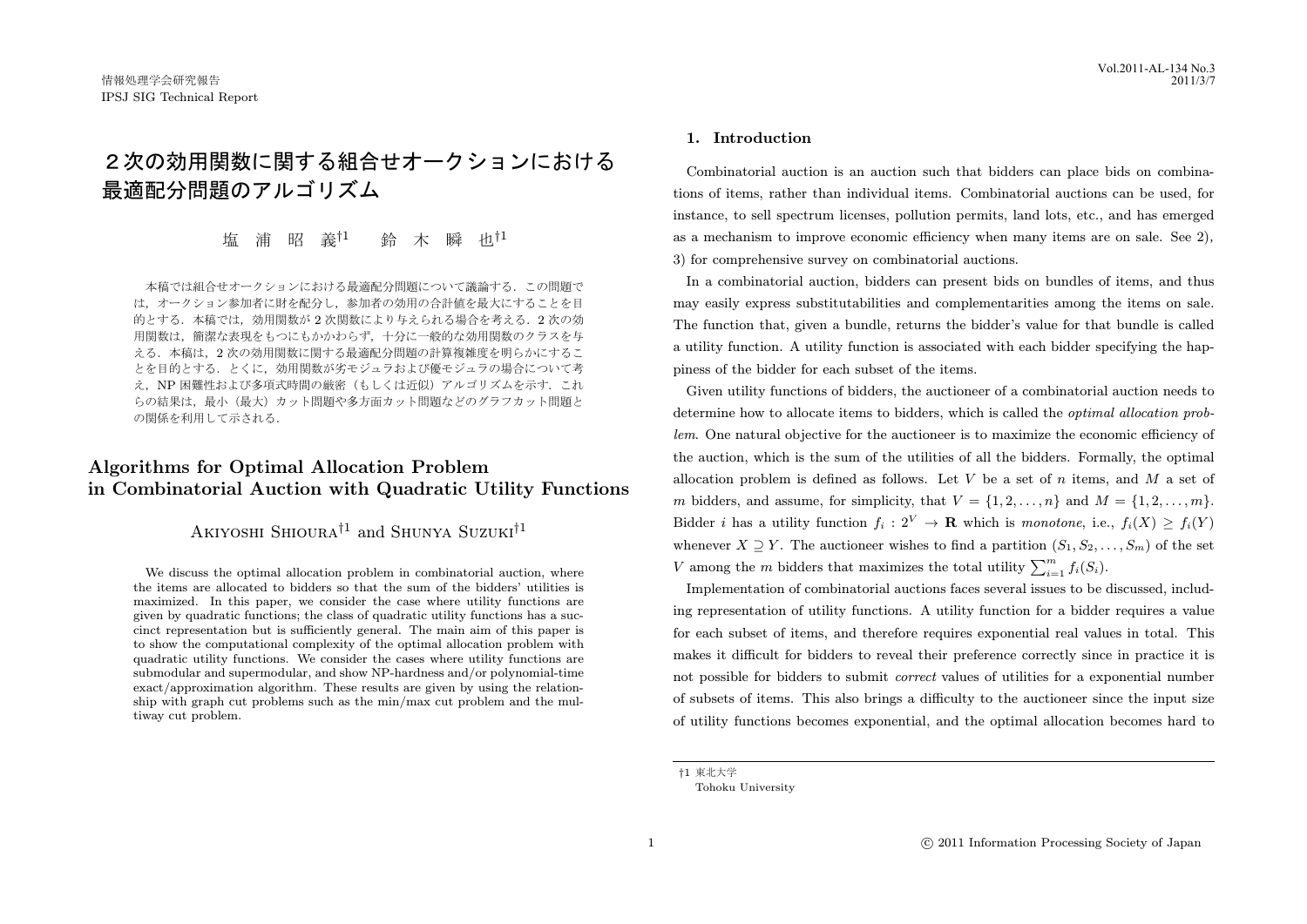# ２次の効用関数に関する組合せオークションにおける最適配分問題のアルゴリズム

塩 浦 昭 義[†1] 鈴 木 瞬 也[†1]

本稿では組合せオークションにおける最適配分問題について議論する．この問題では，オークション参加者に財を配分し，参加者の効用の合計値を最大にすることを目的とする．本稿では，効用関数が２次関数により与えられる場合を考える．２次の効用関数は，簡潔な表現をもつにもかかわらず，十分に一般的な効用関数のクラスを与える．本稿は，２次の効用関数に関する最適配分問題の計算複雑度を明らかにすることを目的とする．とくに，効用関数が劣モジュラおよび優モジュラの場合について考え，NP 困難性および多項式時間の厳密（もしくは近似）アルゴリズムを示す．これらの結果は，最小（最大）カット問題や多方面カット問題などのグラフカット問題との関係を利用して示される．

# Algorithms for Optimal Allocation Problem in Combinatorial Auction with Quadratic Utility Functions

Akiyoshi Shioura[†1] and Shunya Suzuki[†1]

We discuss the optimal allocation problem in combinatorial auction, where the items are allocated to bidders so that the sum of the bidders' utilities is maximized. In this paper, we consider the case where utility functions are given by quadratic functions; the class of quadratic utility functions has a succinct representation but is sufficiently general. The main aim of this paper is to show the computational complexity of the optimal allocation problem with quadratic utility functions. We consider the cases where utility functions are submodular and supermodular, and show NP-hardness and/or polynomial-time exact/approximation algorithm. These results are given by using the relationship with graph cut problems such as the min/max cut problem and the multiway cut problem.

## 1. Introduction

Combinatorial auction is an auction such that bidders can place bids on combinations of items, rather than individual items. Combinatorial auctions can be used, for instance, to sell spectrum licenses, pollution permits, land lots, etc., and has emerged as a mechanism to improve economic efficiency when many items are on sale. See 2), 3) for comprehensive survey on combinatorial auctions.

In a combinatorial auction, bidders can present bids on bundles of items, and thus may easily express substitutabilities and complementarities among the items on sale. The function that, given a bundle, returns the bidder's value for that bundle is called a utility function. A utility function is associated with each bidder specifying the happiness of the bidder for each subset of the items.

Given utility functions of bidders, the auctioneer of a combinatorial auction needs to determine how to allocate items to bidders, which is called the *optimal allocation problem*. One natural objective for the auctioneer is to maximize the economic efficiency of the auction, which is the sum of the utilities of all the bidders. Formally, the optimal allocation problem is defined as follows. Let $V$ be a set of $n$ items, and $M$ a set of $m$ bidders, and assume, for simplicity, that $V = \{1, 2, \ldots, n\}$ and $M = \{1, 2, \ldots, m\}$. Bidder $i$ has a utility function $f_i : 2^V \to \mathbf{R}$ which is *monotone*, i.e., $f_i(X) \geq f_i(Y)$ whenever $X \supseteq Y$. The auctioneer wishes to find a partition $(S_1, S_2, \ldots, S_m)$ of the set $V$ among the $m$ bidders that maximizes the total utility $\sum_{i=1}^{m} f_i(S_i)$.

Implementation of combinatorial auctions faces several issues to be discussed, including representation of utility functions. A utility function for a bidder requires a value for each subset of items, and therefore requires exponential real values in total. This makes it difficult for bidders to reveal their preference correctly since in practice it is not possible for bidders to submit *correct* values of utilities for a exponential number of subsets of items. This also brings a difficulty to the auctioneer since the input size of utility functions becomes exponential, and the optimal allocation becomes hard to

---

[†1] 東北大学
Tohoku University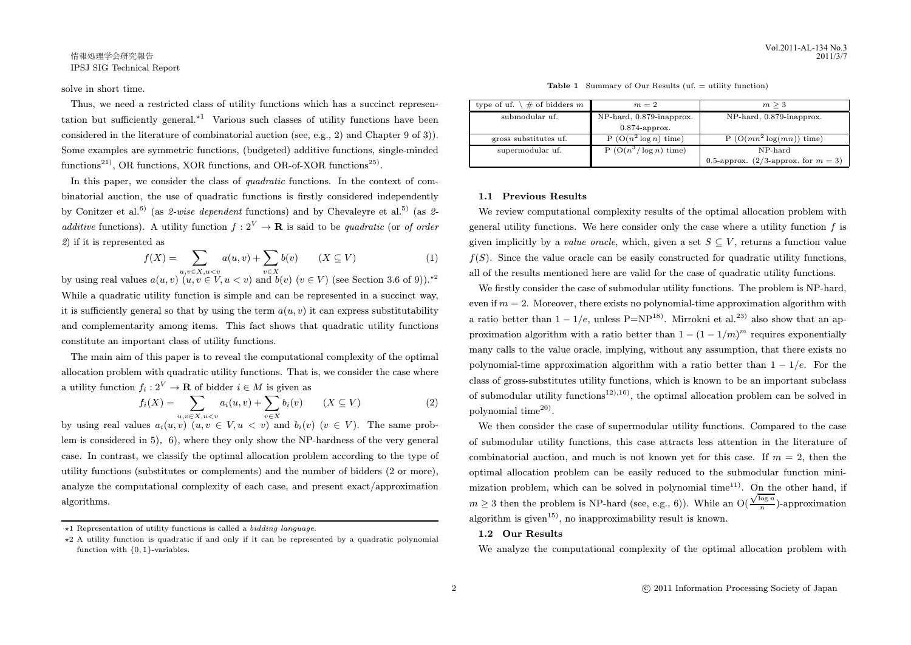solve in short time.

Thus, we need a restricted class of utility functions which has a succinct representation but sufficiently general.[⋆1] Various such classes of utility functions have been considered in the literature of combinatorial auction (see, e.g., 2) and Chapter 9 of 3)). Some examples are symmetric functions, (budgeted) additive functions, single-minded functions[21], OR functions, XOR functions, and OR-of-XOR functions[25].

In this paper, we consider the class of *quadratic* functions. In the context of combinatorial auction, the use of quadratic functions is firstly considered independently by Conitzer et al.[6] (as *2-wise dependent* functions) and by Chevaleyre et al.[5] (as *2-additive* functions). A utility function $f : 2^V \to \mathbf{R}$ is said to be *quadratic* (or *of order 2*) if it is represented as

$$f(X) = \sum_{u,v \in X, u<v} a(u,v) + \sum_{v \in X} b(v) \qquad (X \subseteq V) \tag{1}$$

by using real values $a(u,v)$ $(u,v \in V, u<v)$ and $b(v)$ $(v \in V)$ (see Section 3.6 of 9)).[⋆2] While a quadratic utility function is simple and can be represented in a succinct way, it is sufficiently general so that by using the term $a(u,v)$ it can express substitutability and complementarity among items. This fact shows that quadratic utility functions constitute an important class of utility functions.

The main aim of this paper is to reveal the computational complexity of the optimal allocation problem with quadratic utility functions. That is, we consider the case where a utility function $f_i : 2^V \to \mathbf{R}$ of bidder $i \in M$ is given as

$$f_i(X) = \sum_{u,v \in X, u<v} a_i(u,v) + \sum_{v \in X} b_i(v) \qquad (X \subseteq V) \tag{2}$$

by using real values $a_i(u,v)$ $(u,v \in V, u<v)$ and $b_i(v)$ $(v \in V)$. The same problem is considered in 5), 6), where they only show the NP-hardness of the very general case. In contrast, we classify the optimal allocation problem according to the type of utility functions (substitutes or complements) and the number of bidders (2 or more), analyze the computational complexity of each case, and present exact/approximation algorithms.

⋆1 Representation of utility functions is called a *bidding language*.

⋆2 A utility function is quadratic if and only if it can be represented by a quadratic polynomial function with $\{0,1\}$-variables.

**Table 1** Summary of Our Results (uf. = utility function)

| type of uf. \ # of bidders $m$ | $m = 2$ | $m \geq 3$ |
|---|---|---|
| submodular uf. | NP-hard, 0.879-inapprox. 0.874-approx. | NP-hard, 0.879-inapprox. |
| gross substitutes uf. | P ($O(n^2 \log n)$ time) | P ($O(mn^2 \log(mn))$ time) |
| supermodular uf. | P ($O(n^3/\log n)$ time) | NP-hard 0.5-approx. (2/3-approx. for $m = 3$) |

### 1.1 Previous Results

We review computational complexity results of the optimal allocation problem with general utility functions. We here consider only the case where a utility function $f$ is given implicitly by a *value oracle*, which, given a set $S \subseteq V$, returns a function value $f(S)$. Since the value oracle can be easily constructed for quadratic utility functions, all of the results mentioned here are valid for the case of quadratic utility functions.

We firstly consider the case of submodular utility functions. The problem is NP-hard, even if $m = 2$. Moreover, there exists no polynomial-time approximation algorithm with a ratio better than $1 - 1/e$, unless P=NP[18]. Mirrokni et al.[23] also show that an approximation algorithm with a ratio better than $1 - (1 - 1/m)^m$ requires exponentially many calls to the value oracle, implying, without any assumption, that there exists no polynomial-time approximation algorithm with a ratio better than $1 - 1/e$. For the class of gross-substitutes utility functions, which is known to be an important subclass of submodular utility functions[12,16], the optimal allocation problem can be solved in polynomial time[20].

We then consider the case of supermodular utility functions. Compared to the case of submodular utility functions, this case attracts less attention in the literature of combinatorial auction, and much is not known yet for this case. If $m = 2$, then the optimal allocation problem can be easily reduced to the submodular function minimization problem, which can be solved in polynomial time[11]. On the other hand, if $m \geq 3$ then the problem is NP-hard (see, e.g., 6)). While an $O(\frac{\sqrt{\log n}}{n})$-approximation algorithm is given[15], no inapproximability result is known.

### 1.2 Our Results

We analyze the computational complexity of the optimal allocation problem with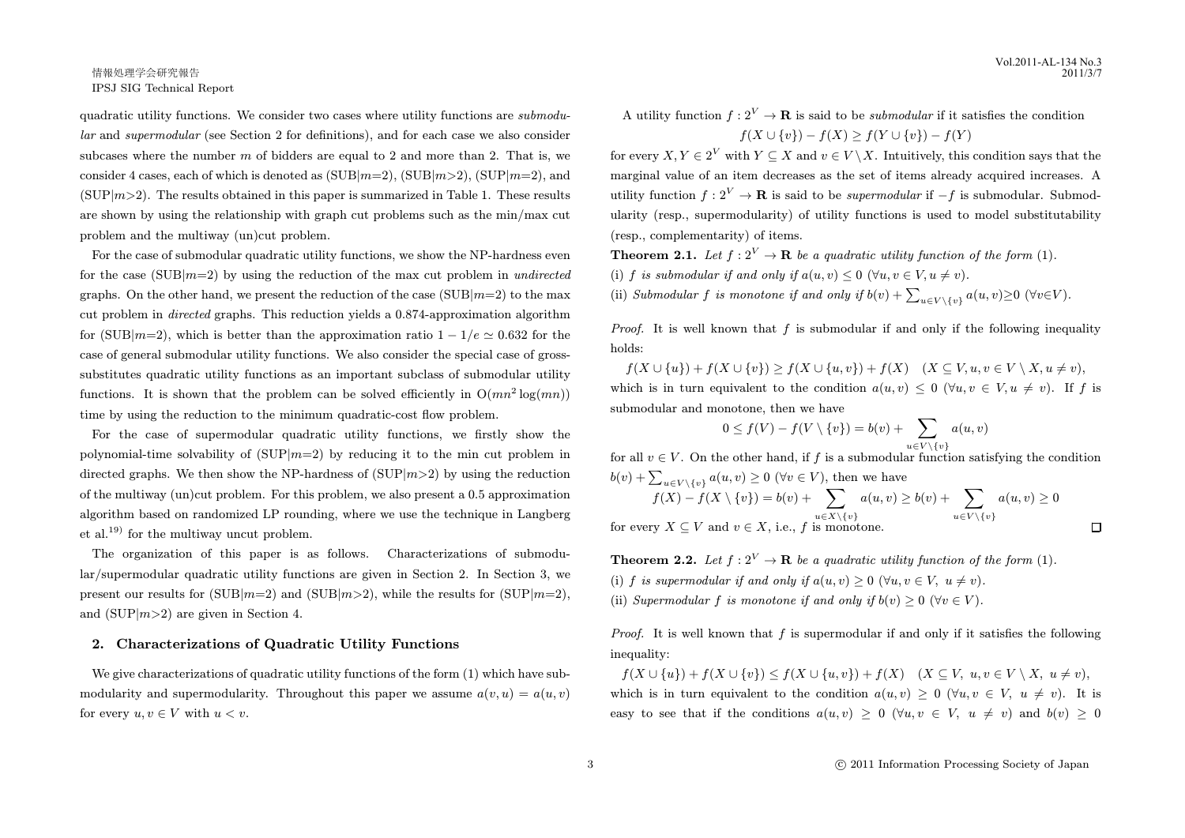quadratic utility functions. We consider two cases where utility functions are *submodular* and *supermodular* (see Section 2 for definitions), and for each case we also consider subcases where the number $m$ of bidders are equal to 2 and more than 2. That is, we consider 4 cases, each of which is denoted as (SUB|$m$=2), (SUB|$m$>2), (SUP|$m$=2), and (SUP|$m$>2). The results obtained in this paper is summarized in Table 1. These results are shown by using the relationship with graph cut problems such as the min/max cut problem and the multiway (un)cut problem.

For the case of submodular quadratic utility functions, we show the NP-hardness even for the case (SUB|$m$=2) by using the reduction of the max cut problem in *undirected* graphs. On the other hand, we present the reduction of the case (SUB|$m$=2) to the max cut problem in *directed* graphs. This reduction yields a 0.874-approximation algorithm for (SUB|$m$=2), which is better than the approximation ratio $1 - 1/e \simeq 0.632$ for the case of general submodular utility functions. We also consider the special case of gross-substitutes quadratic utility functions as an important subclass of submodular utility functions. It is shown that the problem can be solved efficiently in $O(mn^2 \log(mn))$ time by using the reduction to the minimum quadratic-cost flow problem.

For the case of supermodular quadratic utility functions, we firstly show the polynomial-time solvability of (SUP|$m$=2) by reducing it to the min cut problem in directed graphs. We then show the NP-hardness of (SUP|$m$>2) by using the reduction of the multiway (un)cut problem. For this problem, we also present a 0.5 approximation algorithm based on randomized LP rounding, where we use the technique in Langberg et al.[19] for the multiway uncut problem.

The organization of this paper is as follows. Characterizations of submodular/supermodular quadratic utility functions are given in Section 2. In Section 3, we present our results for (SUB|$m$=2) and (SUB|$m$>2), while the results for (SUP|$m$=2), and (SUP|$m$>2) are given in Section 4.

## 2. Characterizations of Quadratic Utility Functions

We give characterizations of quadratic utility functions of the form (1) which have submodularity and supermodularity. Throughout this paper we assume $a(v, u) = a(u, v)$ for every $u, v \in V$ with $u < v$.

A utility function $f : 2^V \to \mathbf{R}$ is said to be *submodular* if it satisfies the condition

$$f(X \cup \{v\}) - f(X) \geq f(Y \cup \{v\}) - f(Y)$$

for every $X, Y \in 2^V$ with $Y \subseteq X$ and $v \in V \setminus X$. Intuitively, this condition says that the marginal value of an item decreases as the set of items already acquired increases. A utility function $f : 2^V \to \mathbf{R}$ is said to be *supermodular* if $-f$ is submodular. Submodularity (resp., supermodularity) of utility functions is used to model substitutability (resp., complementarity) of items.

**Theorem 2.1.** *Let $f : 2^V \to \mathbf{R}$ be a quadratic utility function of the form (1).*
(i) *$f$ is submodular if and only if $a(u, v) \leq 0$ ($\forall u, v \in V, u \neq v$).*
(ii) *Submodular $f$ is monotone if and only if $b(v) + \sum_{u \in V \setminus \{v\}} a(u, v) \geq 0$ ($\forall v \in V$).*

*Proof.* It is well known that $f$ is submodular if and only if the following inequality holds:

$$f(X \cup \{u\}) + f(X \cup \{v\}) \geq f(X \cup \{u, v\}) + f(X) \quad (X \subseteq V, u, v \in V \setminus X, u \neq v),$$

which is in turn equivalent to the condition $a(u, v) \leq 0$ ($\forall u, v \in V, u \neq v$). If $f$ is submodular and monotone, then we have

$$0 \leq f(V) - f(V \setminus \{v\}) = b(v) + \sum_{u \in V \setminus \{v\}} a(u, v)$$

for all $v \in V$. On the other hand, if $f$ is a submodular function satisfying the condition $b(v) + \sum_{u \in V \setminus \{v\}} a(u, v) \geq 0$ ($\forall v \in V$), then we have

$$f(X) - f(X \setminus \{v\}) = b(v) + \sum_{u \in X \setminus \{v\}} a(u, v) \geq b(v) + \sum_{u \in V \setminus \{v\}} a(u, v) \geq 0$$

for every $X \subseteq V$ and $v \in X$, i.e., $f$ is monotone. $\square$

**Theorem 2.2.** *Let $f : 2^V \to \mathbf{R}$ be a quadratic utility function of the form (1).*
(i) *$f$ is supermodular if and only if $a(u, v) \geq 0$ ($\forall u, v \in V,\ u \neq v$).*
(ii) *Supermodular $f$ is monotone if and only if $b(v) \geq 0$ ($\forall v \in V$).*

*Proof.* It is well known that $f$ is supermodular if and only if it satisfies the following inequality:

$$f(X \cup \{u\}) + f(X \cup \{v\}) \leq f(X \cup \{u, v\}) + f(X) \quad (X \subseteq V,\ u, v \in V \setminus X,\ u \neq v),$$

which is in turn equivalent to the condition $a(u, v) \geq 0$ ($\forall u, v \in V,\ u \neq v$). It is easy to see that if the conditions $a(u, v) \geq 0$ ($\forall u, v \in V,\ u \neq v$) and $b(v) \geq 0$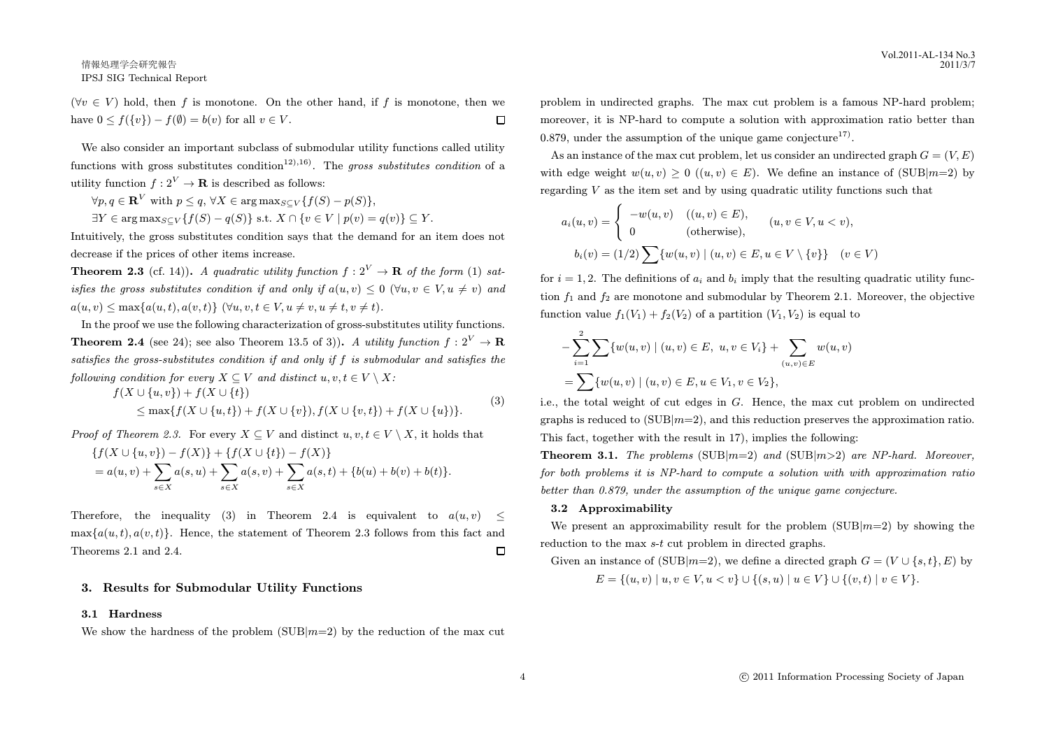($\forall v \in V$) hold, then $f$ is monotone. On the other hand, if $f$ is monotone, then we have $0 \le f(\{v\}) - f(\emptyset) = b(v)$ for all $v \in V$. □

We also consider an important subclass of submodular utility functions called utility functions with gross substitutes condition[12],[16]. The *gross substitutes condition* of a utility function $f : 2^V \to \mathbf{R}$ is described as follows:

$\forall p, q \in \mathbf{R}^V$ with $p \le q$, $\forall X \in \arg\max_{S \subseteq V}\{f(S) - p(S)\}$,

$\exists Y \in \arg\max_{S \subseteq V}\{f(S) - q(S)\}$ s.t. $X \cap \{v \in V \mid p(v) = q(v)\} \subseteq Y$.

Intuitively, the gross substitutes condition says that the demand for an item does not decrease if the prices of other items increase.

**Theorem 2.3** (cf. 14)). *A quadratic utility function $f : 2^V \to \mathbf{R}$ of the form (1) satisfies the gross substitutes condition if and only if $a(u, v) \le 0$ ($\forall u, v \in V, u \ne v$) and $a(u, v) \le \max\{a(u, t), a(v, t)\}$ ($\forall u, v, t \in V, u \ne v, u \ne t, v \ne t$).*

In the proof we use the following characterization of gross-substitutes utility functions.

**Theorem 2.4** (see 24); see also Theorem 13.5 of 3)). *A utility function $f : 2^V \to \mathbf{R}$ satisfies the gross-substitutes condition if and only if $f$ is submodular and satisfies the following condition for every $X \subseteq V$ and distinct $u, v, t \in V \setminus X$:*

$$
\begin{aligned}
&f(X \cup \{u, v\}) + f(X \cup \{t\}) \\
&\quad \le \max\{f(X \cup \{u, t\}) + f(X \cup \{v\}), f(X \cup \{v, t\}) + f(X \cup \{u\})\}.
\end{aligned}
\tag{3}
$$

*Proof of Theorem 2.3.* For every $X \subseteq V$ and distinct $u, v, t \in V \setminus X$, it holds that

$$
\begin{aligned}
&\{f(X \cup \{u, v\}) - f(X)\} + \{f(X \cup \{t\}) - f(X)\} \\
&= a(u, v) + \sum_{s \in X} a(s, u) + \sum_{s \in X} a(s, v) + \sum_{s \in X} a(s, t) + \{b(u) + b(v) + b(t)\}.
\end{aligned}
$$

Therefore, the inequality (3) in Theorem 2.4 is equivalent to $a(u, v) \le \max\{a(u, t), a(v, t)\}$. Hence, the statement of Theorem 2.3 follows from this fact and Theorems 2.1 and 2.4. □

## 3. Results for Submodular Utility Functions

### 3.1 Hardness

We show the hardness of the problem (SUB|$m$=2) by the reduction of the max cut problem in undirected graphs. The max cut problem is a famous NP-hard problem; moreover, it is NP-hard to compute a solution with approximation ratio better than 0.879, under the assumption of the unique game conjecture[17].

As an instance of the max cut problem, let us consider an undirected graph $G = (V, E)$ with edge weight $w(u, v) \ge 0$ ($(u, v) \in E$). We define an instance of (SUB|$m$=2) by regarding $V$ as the item set and by using quadratic utility functions such that

$$
a_i(u, v) = \begin{cases} -w(u, v) & ((u, v) \in E), \\ 0 & (\text{otherwise}), \end{cases} \quad (u, v \in V, u < v),
$$

$$
b_i(v) = (1/2) \sum \{w(u, v) \mid (u, v) \in E, u \in V \setminus \{v\}\} \quad (v \in V)
$$

for $i = 1, 2$. The definitions of $a_i$ and $b_i$ imply that the resulting quadratic utility function $f_1$ and $f_2$ are monotone and submodular by Theorem 2.1. Moreover, the objective function value $f_1(V_1) + f_2(V_2)$ of a partition $(V_1, V_2)$ is equal to

$$
\begin{aligned}
&-\sum_{i=1}^{2} \sum \{w(u, v) \mid (u, v) \in E,\ u, v \in V_i\} + \sum_{(u,v) \in E} w(u, v) \\
&= \sum \{w(u, v) \mid (u, v) \in E, u \in V_1, v \in V_2\},
\end{aligned}
$$

i.e., the total weight of cut edges in $G$. Hence, the max cut problem on undirected graphs is reduced to (SUB|$m$=2), and this reduction preserves the approximation ratio. This fact, together with the result in 17), implies the following:

**Theorem 3.1.** *The problems (SUB|$m$=2) and (SUB|$m$>2) are NP-hard. Moreover, for both problems it is NP-hard to compute a solution with with approximation ratio better than 0.879, under the assumption of the unique game conjecture.*

### 3.2 Approximability

We present an approximability result for the problem (SUB|$m$=2) by showing the reduction to the max $s$-$t$ cut problem in directed graphs.

Given an instance of (SUB|$m$=2), we define a directed graph $G = (V \cup \{s, t\}, E)$ by

$$
E = \{(u, v) \mid u, v \in V, u < v\} \cup \{(s, u) \mid u \in V\} \cup \{(v, t) \mid v \in V\}.
$$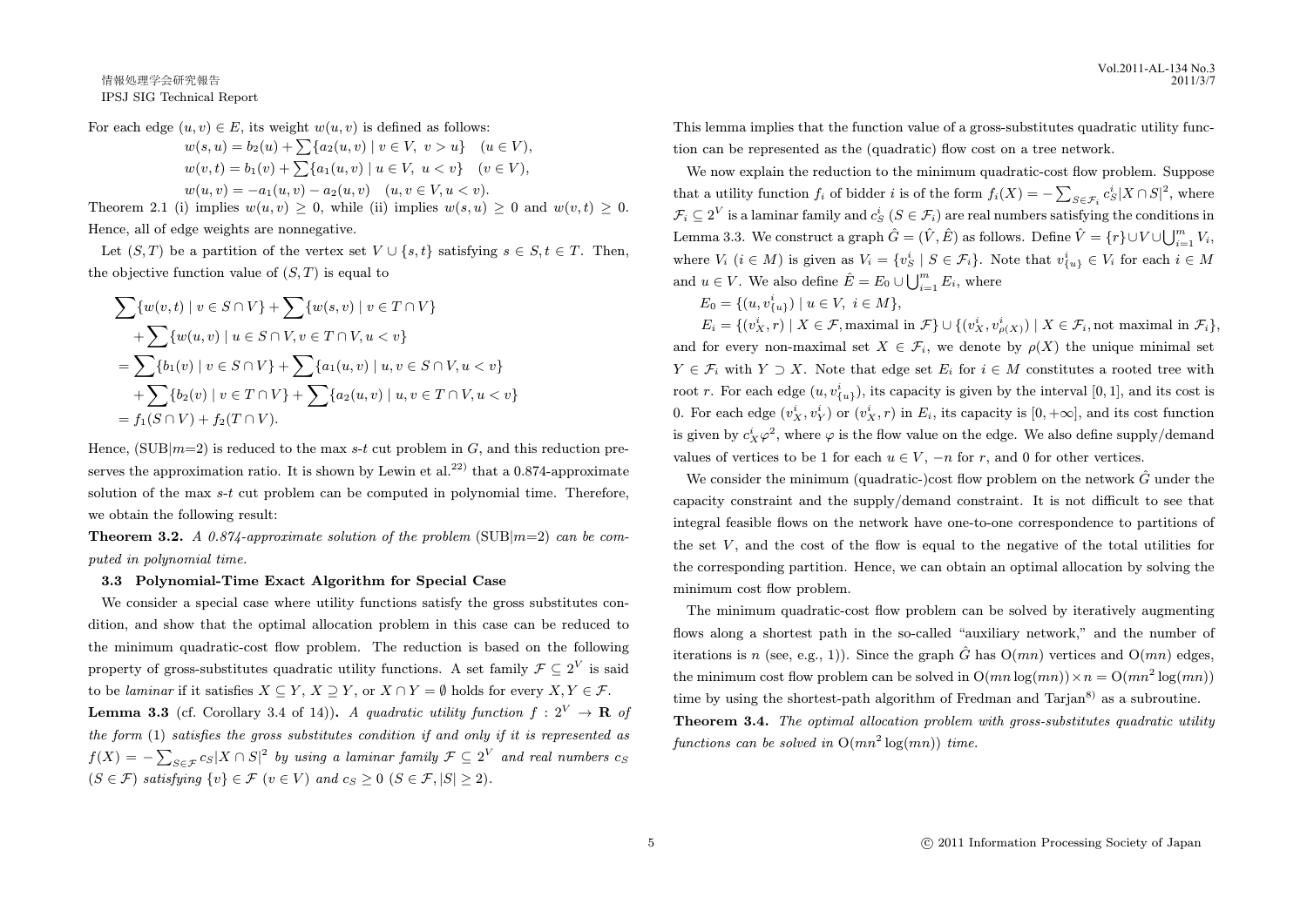For each edge $(u, v) \in E$, its weight $w(u, v)$ is defined as follows:

$$w(s, u) = b_2(u) + \sum\{a_2(u, v) \mid v \in V,\ v > u\} \quad (u \in V),$$
$$w(v, t) = b_1(v) + \sum\{a_1(u, v) \mid u \in V,\ u < v\} \quad (v \in V),$$
$$w(u, v) = -a_1(u, v) - a_2(u, v) \quad (u, v \in V, u < v).$$

Theorem 2.1 (i) implies $w(u, v) \geq 0$, while (ii) implies $w(s, u) \geq 0$ and $w(v, t) \geq 0$. Hence, all of edge weights are nonnegative.

Let $(S, T)$ be a partition of the vertex set $V \cup \{s, t\}$ satisfying $s \in S, t \in T$. Then, the objective function value of $(S, T)$ is equal to

$$\begin{aligned}
&\sum\{w(v, t) \mid v \in S \cap V\} + \sum\{w(s, v) \mid v \in T \cap V\} \\
&\quad + \sum\{w(u, v) \mid u \in S \cap V, v \in T \cap V, u < v\} \\
&= \sum\{b_1(v) \mid v \in S \cap V\} + \sum\{a_1(u, v) \mid u, v \in S \cap V, u < v\} \\
&\quad + \sum\{b_2(v) \mid v \in T \cap V\} + \sum\{a_2(u, v) \mid u, v \in T \cap V, u < v\} \\
&= f_1(S \cap V) + f_2(T \cap V).
\end{aligned}$$

Hence, (SUB|$m$=2) is reduced to the max $s$-$t$ cut problem in $G$, and this reduction preserves the approximation ratio. It is shown by Lewin et al.[22] that a 0.874-approximate solution of the max $s$-$t$ cut problem can be computed in polynomial time. Therefore, we obtain the following result:

**Theorem 3.2.** *A 0.874-approximate solution of the problem* (SUB|$m$=2) *can be computed in polynomial time.*

### 3.3 Polynomial-Time Exact Algorithm for Special Case

We consider a special case where utility functions satisfy the gross substitutes condition, and show that the optimal allocation problem in this case can be reduced to the minimum quadratic-cost flow problem. The reduction is based on the following property of gross-substitutes quadratic utility functions. A set family $\mathcal{F} \subseteq 2^V$ is said to be *laminar* if it satisfies $X \subseteq Y$, $X \supseteq Y$, or $X \cap Y = \emptyset$ holds for every $X, Y \in \mathcal{F}$.

**Lemma 3.3** (cf. Corollary 3.4 of 14)). *A quadratic utility function $f : 2^V \to \mathbf{R}$ of the form* (1) *satisfies the gross substitutes condition if and only if it is represented as $f(X) = -\sum_{S \in \mathcal{F}} c_S |X \cap S|^2$ by using a laminar family $\mathcal{F} \subseteq 2^V$ and real numbers $c_S$ ($S \in \mathcal{F}$) satisfying $\{v\} \in \mathcal{F}$ ($v \in V$) and $c_S \geq 0$ ($S \in \mathcal{F}, |S| \geq 2$).*

This lemma implies that the function value of a gross-substitutes quadratic utility function can be represented as the (quadratic) flow cost on a tree network.

We now explain the reduction to the minimum quadratic-cost flow problem. Suppose that a utility function $f_i$ of bidder $i$ is of the form $f_i(X) = -\sum_{S \in \mathcal{F}_i} c^i_S |X \cap S|^2$, where $\mathcal{F}_i \subseteq 2^V$ is a laminar family and $c^i_S$ ($S \in \mathcal{F}_i$) are real numbers satisfying the conditions in Lemma 3.3. We construct a graph $\hat{G} = (\hat{V}, \hat{E})$ as follows. Define $\hat{V} = \{r\} \cup V \cup \bigcup_{i=1}^m V_i$, where $V_i$ ($i \in M$) is given as $V_i = \{v^i_S \mid S \in \mathcal{F}_i\}$. Note that $v^i_{\{u\}} \in V_i$ for each $i \in M$ and $u \in V$. We also define $\hat{E} = E_0 \cup \bigcup_{i=1}^m E_i$, where

$E_0 = \{(u, v^i_{\{u\}}) \mid u \in V,\ i \in M\}$,

$E_i = \{(v^i_X, r) \mid X \in \mathcal{F}, \text{maximal in } \mathcal{F}\} \cup \{(v^i_X, v^i_{\rho(X)}) \mid X \in \mathcal{F}_i, \text{not maximal in } \mathcal{F}_i\}$,

and for every non-maximal set $X \in \mathcal{F}_i$, we denote by $\rho(X)$ the unique minimal set $Y \in \mathcal{F}_i$ with $Y \supset X$. Note that edge set $E_i$ for $i \in M$ constitutes a rooted tree with root $r$. For each edge $(u, v^i_{\{u\}})$, its capacity is given by the interval $[0, 1]$, and its cost is 0. For each edge $(v^i_X, v^i_Y)$ or $(v^i_X, r)$ in $E_i$, its capacity is $[0, +\infty]$, and its cost function is given by $c^i_X \varphi^2$, where $\varphi$ is the flow value on the edge. We also define supply/demand values of vertices to be 1 for each $u \in V$, $-n$ for $r$, and 0 for other vertices.

We consider the minimum (quadratic-)cost flow problem on the network $\hat{G}$ under the capacity constraint and the supply/demand constraint. It is not difficult to see that integral feasible flows on the network have one-to-one correspondence to partitions of the set $V$, and the cost of the flow is equal to the negative of the total utilities for the corresponding partition. Hence, we can obtain an optimal allocation by solving the minimum cost flow problem.

The minimum quadratic-cost flow problem can be solved by iteratively augmenting flows along a shortest path in the so-called "auxiliary network," and the number of iterations is $n$ (see, e.g., 1)). Since the graph $\hat{G}$ has $O(mn)$ vertices and $O(mn)$ edges, the minimum cost flow problem can be solved in $O(mn \log(mn)) \times n = O(mn^2 \log(mn))$ time by using the shortest-path algorithm of Fredman and Tarjan[8] as a subroutine.

**Theorem 3.4.** *The optimal allocation problem with gross-substitutes quadratic utility functions can be solved in $O(mn^2 \log(mn))$ time.*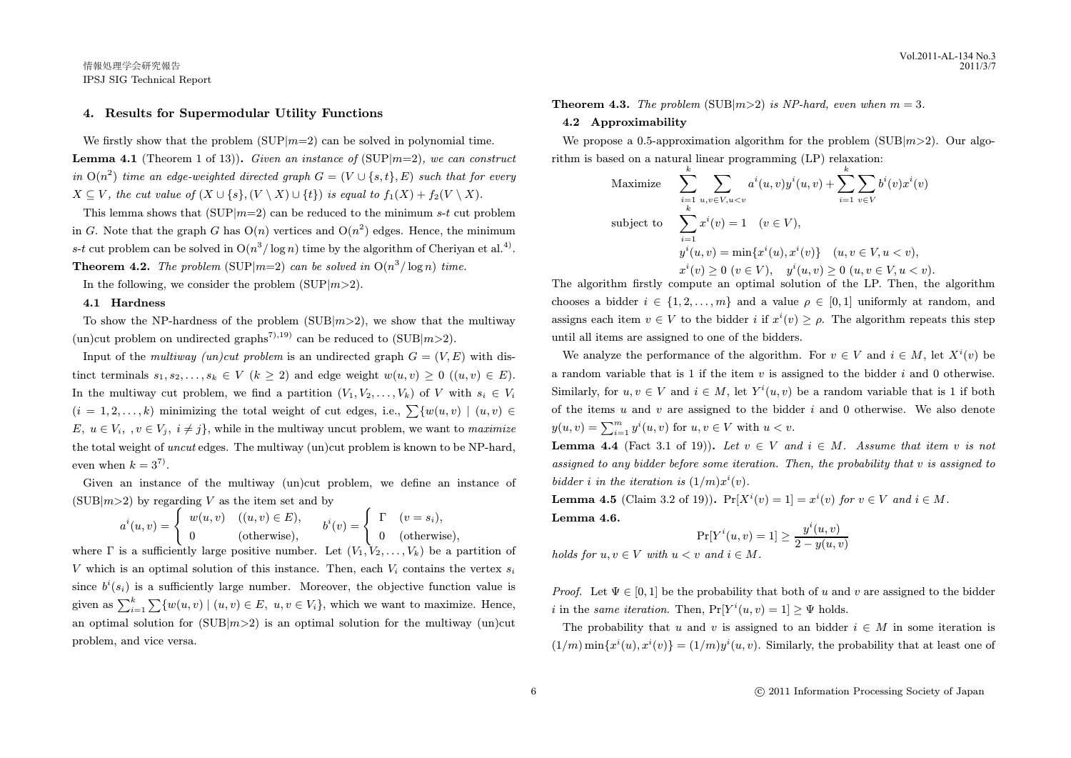## 4. Results for Supermodular Utility Functions

We firstly show that the problem (SUP|$m$=2) can be solved in polynomial time.

**Lemma 4.1** (Theorem 1 of 13)). *Given an instance of* (SUP|$m$=2)*, we can construct in* $O(n^2)$ *time an edge-weighted directed graph* $G = (V \cup \{s, t\}, E)$ *such that for every* $X \subseteq V$*, the cut value of* $(X \cup \{s\}, (V \setminus X) \cup \{t\})$ *is equal to* $f_1(X) + f_2(V \setminus X)$*.*

This lemma shows that (SUP|$m$=2) can be reduced to the minimum $s$-$t$ cut problem in $G$. Note that the graph $G$ has $O(n)$ vertices and $O(n^2)$ edges. Hence, the minimum $s$-$t$ cut problem can be solved in $O(n^3/\log n)$ time by the algorithm of Cheriyan et al.[4].

**Theorem 4.2.** *The problem* (SUP|$m$=2) *can be solved in* $O(n^3/\log n)$ *time.*

In the following, we consider the problem (SUP|$m$>2).

### 4.1 Hardness

To show the NP-hardness of the problem (SUB|$m$>2), we show that the multiway (un)cut problem on undirected graphs[7),19)] can be reduced to (SUB|$m$>2).

Input of the *multiway (un)cut problem* is an undirected graph $G = (V, E)$ with distinct terminals $s_1, s_2, \ldots, s_k \in V$ $(k \geq 2)$ and edge weight $w(u, v) \geq 0$ $((u, v) \in E)$. In the multiway cut problem, we find a partition $(V_1, V_2, \ldots, V_k)$ of $V$ with $s_i \in V_i$ $(i = 1, 2, \ldots, k)$ minimizing the total weight of cut edges, i.e., $\sum\{w(u, v) \mid (u, v) \in E,\ u \in V_i,\ , v \in V_j,\ i \neq j\}$, while in the multiway uncut problem, we want to *maximize* the total weight of *uncut* edges. The multiway (un)cut problem is known to be NP-hard, even when $k = 3$[7)].

Given an instance of the multiway (un)cut problem, we define an instance of (SUB|$m$>2) by regarding $V$ as the item set and by

$$a^i(u, v) = \begin{cases} w(u, v) & ((u, v) \in E), \\ 0 & \text{(otherwise)}, \end{cases} \qquad b^i(v) = \begin{cases} \Gamma & (v = s_i), \\ 0 & \text{(otherwise)}, \end{cases}$$

where $\Gamma$ is a sufficiently large positive number. Let $(V_1, V_2, \ldots, V_k)$ be a partition of $V$ which is an optimal solution of this instance. Then, each $V_i$ contains the vertex $s_i$ since $b^i(s_i)$ is a sufficiently large number. Moreover, the objective function value is given as $\sum_{i=1}^{k} \sum\{w(u, v) \mid (u, v) \in E,\ u, v \in V_i\}$, which we want to maximize. Hence, an optimal solution for (SUB|$m$>2) is an optimal solution for the multiway (un)cut problem, and vice versa.

**Theorem 4.3.** *The problem* (SUB|$m$>2) *is NP-hard, even when* $m = 3$.

### 4.2 Approximability

We propose a 0.5-approximation algorithm for the problem (SUB|$m$>2). Our algorithm is based on a natural linear programming (LP) relaxation:

$$\begin{aligned} \text{Maximize} \quad & \sum_{i=1}^{k} \sum_{u,v \in V, u<v} a^i(u, v) y^i(u, v) + \sum_{i=1}^{k} \sum_{v \in V} b^i(v) x^i(v) \\ \text{subject to} \quad & \sum_{i=1}^{k} x^i(v) = 1 \quad (v \in V), \\ & y^i(u, v) = \min\{x^i(u), x^i(v)\} \quad (u, v \in V, u < v), \\ & x^i(v) \geq 0\ (v \in V), \quad y^i(u, v) \geq 0\ (u, v \in V, u < v). \end{aligned}$$

The algorithm firstly compute an optimal solution of the LP. Then, the algorithm chooses a bidder $i \in \{1, 2, \ldots, m\}$ and a value $\rho \in [0, 1]$ uniformly at random, and assigns each item $v \in V$ to the bidder $i$ if $x^i(v) \geq \rho$. The algorithm repeats this step until all items are assigned to one of the bidders.

We analyze the performance of the algorithm. For $v \in V$ and $i \in M$, let $X^i(v)$ be a random variable that is 1 if the item $v$ is assigned to the bidder $i$ and 0 otherwise. Similarly, for $u, v \in V$ and $i \in M$, let $Y^i(u, v)$ be a random variable that is 1 if both of the items $u$ and $v$ are assigned to the bidder $i$ and 0 otherwise. We also denote $y(u, v) = \sum_{i=1}^{m} y^i(u, v)$ for $u, v \in V$ with $u < v$.

**Lemma 4.4** (Fact 3.1 of 19)). *Let* $v \in V$ *and* $i \in M$*. Assume that item* $v$ *is not assigned to any bidder before some iteration. Then, the probability that* $v$ *is assigned to bidder* $i$ *in the iteration is* $(1/m)x^i(v)$*.*

**Lemma 4.5** (Claim 3.2 of 19)). $\Pr[X^i(v) = 1] = x^i(v)$ *for* $v \in V$ *and* $i \in M$*.*

**Lemma 4.6.**

$$\Pr[Y^i(u, v) = 1] \geq \frac{y^i(u, v)}{2 - y(u, v)}$$

*holds for* $u, v \in V$ *with* $u < v$ *and* $i \in M$*.*

*Proof.* Let $\Psi \in [0, 1]$ be the probability that both of $u$ and $v$ are assigned to the bidder $i$ in the *same iteration*. Then, $\Pr[Y^i(u, v) = 1] \geq \Psi$ holds.

The probability that $u$ and $v$ is assigned to an bidder $i \in M$ in some iteration is $(1/m) \min\{x^i(u), x^i(v)\} = (1/m) y^i(u, v)$. Similarly, the probability that at least one of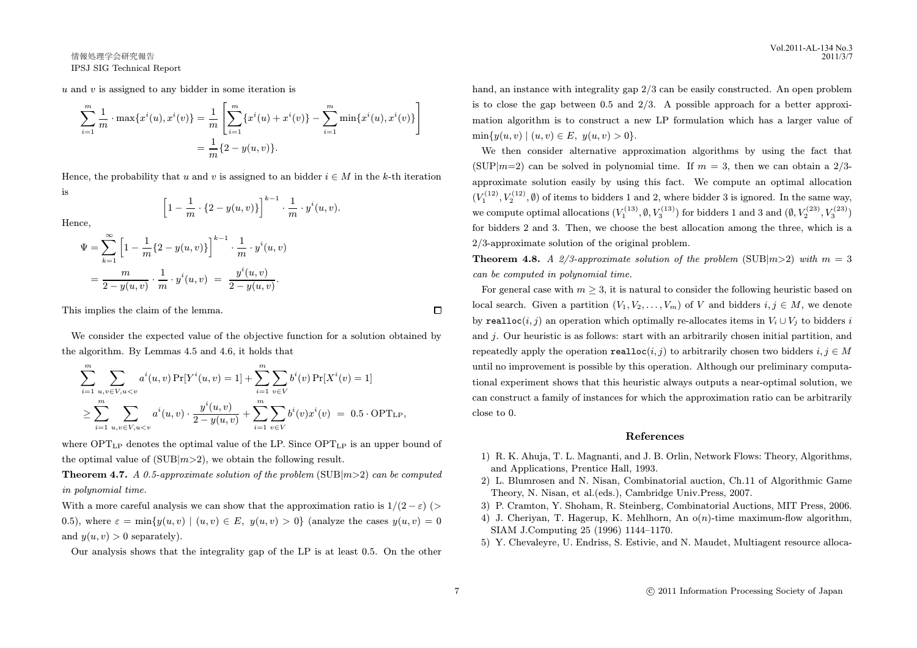$u$ and $v$ is assigned to any bidder in some iteration is

$$\sum_{i=1}^{m} \frac{1}{m} \cdot \max\{x^i(u), x^i(v)\} = \frac{1}{m}\left[\sum_{i=1}^{m}\{x^i(u) + x^i(v)\} - \sum_{i=1}^{m}\min\{x^i(u), x^i(v)\}\right]$$
$$= \frac{1}{m}\{2 - y(u,v)\}.$$

Hence, the probability that $u$ and $v$ is assigned to an bidder $i \in M$ in the $k$-th iteration is

$$\left[1 - \frac{1}{m} \cdot \{2 - y(u,v)\}\right]^{k-1} \cdot \frac{1}{m} \cdot y^i(u,v).$$

Hence,

$$\Psi = \sum_{k=1}^{\infty}\left[1 - \frac{1}{m}\{2 - y(u,v)\}\right]^{k-1} \cdot \frac{1}{m} \cdot y^i(u,v)$$
$$= \frac{m}{2 - y(u,v)} \cdot \frac{1}{m} \cdot y^i(u,v) \;=\; \frac{y^i(u,v)}{2 - y(u,v)}.$$

This implies the claim of the lemma. $\square$

We consider the expected value of the objective function for a solution obtained by the algorithm. By Lemmas 4.5 and 4.6, it holds that

$$\sum_{i=1}^{m}\sum_{u,v\in V, u<v} a^i(u,v)\Pr[Y^i(u,v)=1] + \sum_{i=1}^{m}\sum_{v\in V} b^i(v)\Pr[X^i(v)=1]$$
$$\geq \sum_{i=1}^{m}\sum_{u,v\in V, u<v} a^i(u,v) \cdot \frac{y^i(u,v)}{2 - y(u,v)} + \sum_{i=1}^{m}\sum_{v\in V} b^i(v)x^i(v) \;=\; 0.5 \cdot \mathrm{OPT}_{\mathrm{LP}},$$

where $\mathrm{OPT}_{\mathrm{LP}}$ denotes the optimal value of the LP. Since $\mathrm{OPT}_{\mathrm{LP}}$ is an upper bound of the optimal value of (SUB|$m$>2), we obtain the following result.

**Theorem 4.7.** *A 0.5-approximate solution of the problem* (SUB|$m$>2) *can be computed in polynomial time.*

With a more careful analysis we can show that the approximation ratio is $1/(2-\varepsilon)$ ($>$ 0.5), where $\varepsilon = \min\{y(u,v) \mid (u,v) \in E,\ y(u,v) > 0\}$ (analyze the cases $y(u,v) = 0$ and $y(u,v) > 0$ separately).

Our analysis shows that the integrality gap of the LP is at least 0.5. On the other hand, an instance with integrality gap 2/3 can be easily constructed. An open problem is to close the gap between 0.5 and 2/3. A possible approach for a better approximation algorithm is to construct a new LP formulation which has a larger value of $\min\{y(u,v) \mid (u,v) \in E,\ y(u,v) > 0\}$.

We then consider alternative approximation algorithms by using the fact that (SUP|$m$=2) can be solved in polynomial time. If $m = 3$, then we can obtain a 2/3-approximate solution easily by using this fact. We compute an optimal allocation $(V_1^{(12)}, V_2^{(12)}, \emptyset)$ of items to bidders 1 and 2, where bidder 3 is ignored. In the same way, we compute optimal allocations $(V_1^{(13)}, \emptyset, V_3^{(13)})$ for bidders 1 and 3 and $(\emptyset, V_2^{(23)}, V_3^{(23)})$ for bidders 2 and 3. Then, we choose the best allocation among the three, which is a 2/3-approximate solution of the original problem.

**Theorem 4.8.** *A 2/3-approximate solution of the problem* (SUB|$m$>2) *with* $m = 3$ *can be computed in polynomial time.*

For general case with $m \geq 3$, it is natural to consider the following heuristic based on local search. Given a partition $(V_1, V_2, \ldots, V_m)$ of $V$ and bidders $i, j \in M$, we denote by `realloc`$(i,j)$ an operation which optimally re-allocates items in $V_i \cup V_j$ to bidders $i$ and $j$. Our heuristic is as follows: start with an arbitrarily chosen initial partition, and repeatedly apply the operation `realloc`$(i,j)$ to arbitrarily chosen two bidders $i, j \in M$ until no improvement is possible by this operation. Although our preliminary computational experiment shows that this heuristic always outputs a near-optimal solution, we can construct a family of instances for which the approximation ratio can be arbitrarily close to 0.

## References

1) R. K. Ahuja, T. L. Magnanti, and J. B. Orlin, Network Flows: Theory, Algorithms, and Applications, Prentice Hall, 1993.
2) L. Blumrosen and N. Nisan, Combinatorial auction, Ch.11 of Algorithmic Game Theory, N. Nisan, et al.(eds.), Cambridge Univ.Press, 2007.
3) P. Cramton, Y. Shoham, R. Steinberg, Combinatorial Auctions, MIT Press, 2006.
4) J. Cheriyan, T. Hagerup, K. Mehlhorn, An o($n$)-time maximum-flow algorithm, SIAM J.Computing 25 (1996) 1144–1170.
5) Y. Chevaleyre, U. Endriss, S. Estivie, and N. Maudet, Multiagent resource alloca-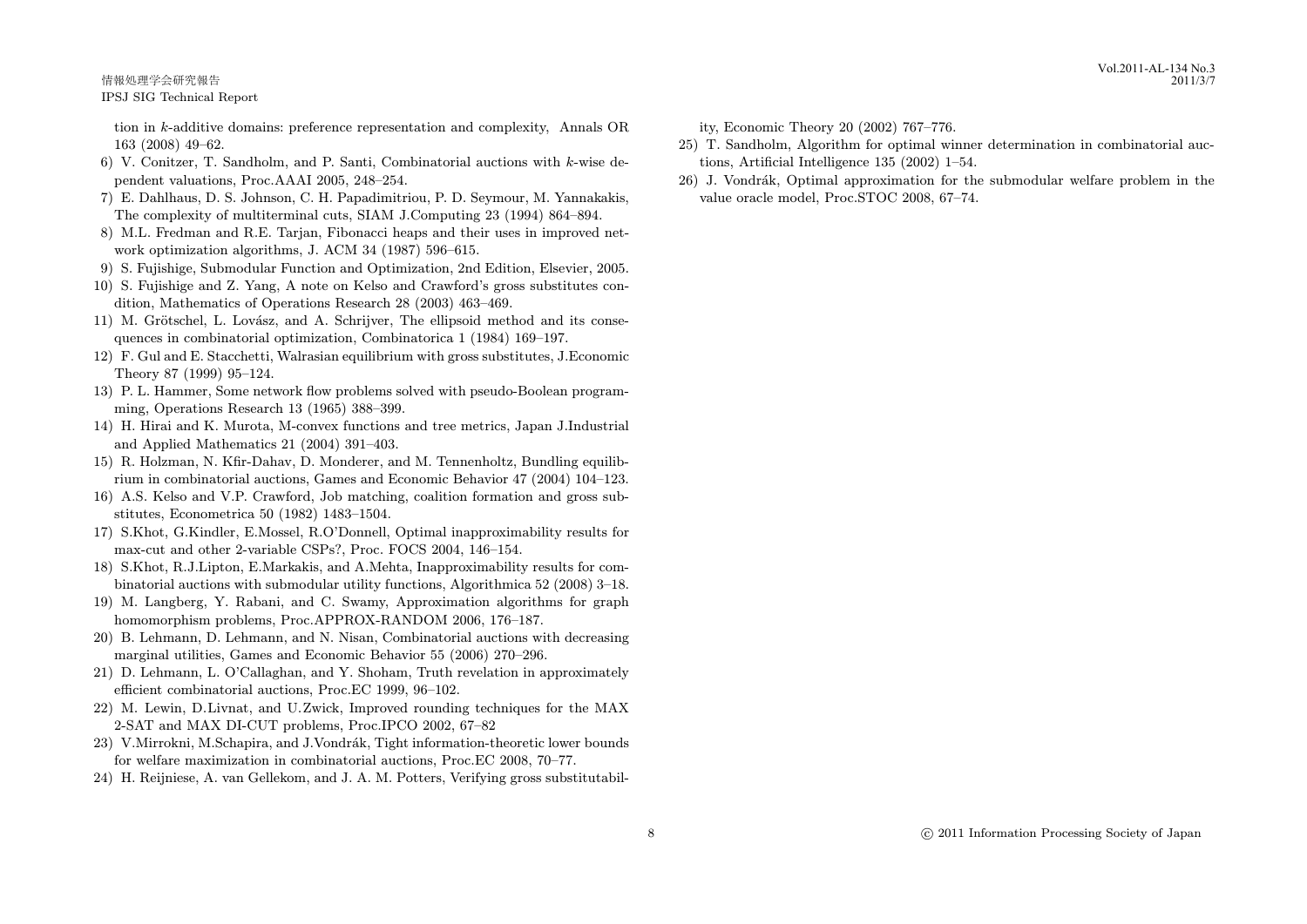tion in $k$-additive domains: preference representation and complexity, Annals OR 163 (2008) 49–62.

6) V. Conitzer, T. Sandholm, and P. Santi, Combinatorial auctions with $k$-wise dependent valuations, Proc.AAAI 2005, 248–254.
7) E. Dahlhaus, D. S. Johnson, C. H. Papadimitriou, P. D. Seymour, M. Yannakakis, The complexity of multiterminal cuts, SIAM J.Computing 23 (1994) 864–894.
8) M.L. Fredman and R.E. Tarjan, Fibonacci heaps and their uses in improved network optimization algorithms, J. ACM 34 (1987) 596–615.
9) S. Fujishige, Submodular Function and Optimization, 2nd Edition, Elsevier, 2005.
10) S. Fujishige and Z. Yang, A note on Kelso and Crawford's gross substitutes condition, Mathematics of Operations Research 28 (2003) 463–469.
11) M. Grötschel, L. Lovász, and A. Schrijver, The ellipsoid method and its consequences in combinatorial optimization, Combinatorica 1 (1984) 169–197.
12) F. Gul and E. Stacchetti, Walrasian equilibrium with gross substitutes, J.Economic Theory 87 (1999) 95–124.
13) P. L. Hammer, Some network flow problems solved with pseudo-Boolean programming, Operations Research 13 (1965) 388–399.
14) H. Hirai and K. Murota, M-convex functions and tree metrics, Japan J.Industrial and Applied Mathematics 21 (2004) 391–403.
15) R. Holzman, N. Kfir-Dahav, D. Monderer, and M. Tennenholtz, Bundling equilibrium in combinatorial auctions, Games and Economic Behavior 47 (2004) 104–123.
16) A.S. Kelso and V.P. Crawford, Job matching, coalition formation and gross substitutes, Econometrica 50 (1982) 1483–1504.
17) S.Khot, G.Kindler, E.Mossel, R.O'Donnell, Optimal inapproximability results for max-cut and other 2-variable CSPs?, Proc. FOCS 2004, 146–154.
18) S.Khot, R.J.Lipton, E.Markakis, and A.Mehta, Inapproximability results for combinatorial auctions with submodular utility functions, Algorithmica 52 (2008) 3–18.
19) M. Langberg, Y. Rabani, and C. Swamy, Approximation algorithms for graph homomorphism problems, Proc.APPROX-RANDOM 2006, 176–187.
20) B. Lehmann, D. Lehmann, and N. Nisan, Combinatorial auctions with decreasing marginal utilities, Games and Economic Behavior 55 (2006) 270–296.
21) D. Lehmann, L. O'Callaghan, and Y. Shoham, Truth revelation in approximately efficient combinatorial auctions, Proc.EC 1999, 96–102.
22) M. Lewin, D.Livnat, and U.Zwick, Improved rounding techniques for the MAX 2-SAT and MAX DI-CUT problems, Proc.IPCO 2002, 67–82
23) V.Mirrokni, M.Schapira, and J.Vondrák, Tight information-theoretic lower bounds for welfare maximization in combinatorial auctions, Proc.EC 2008, 70–77.
24) H. Reijniese, A. van Gellekom, and J. A. M. Potters, Verifying gross substitutability, Economic Theory 20 (2002) 767–776.
25) T. Sandholm, Algorithm for optimal winner determination in combinatorial auctions, Artificial Intelligence 135 (2002) 1–54.
26) J. Vondrák, Optimal approximation for the submodular welfare problem in the value oracle model, Proc.STOC 2008, 67–74.